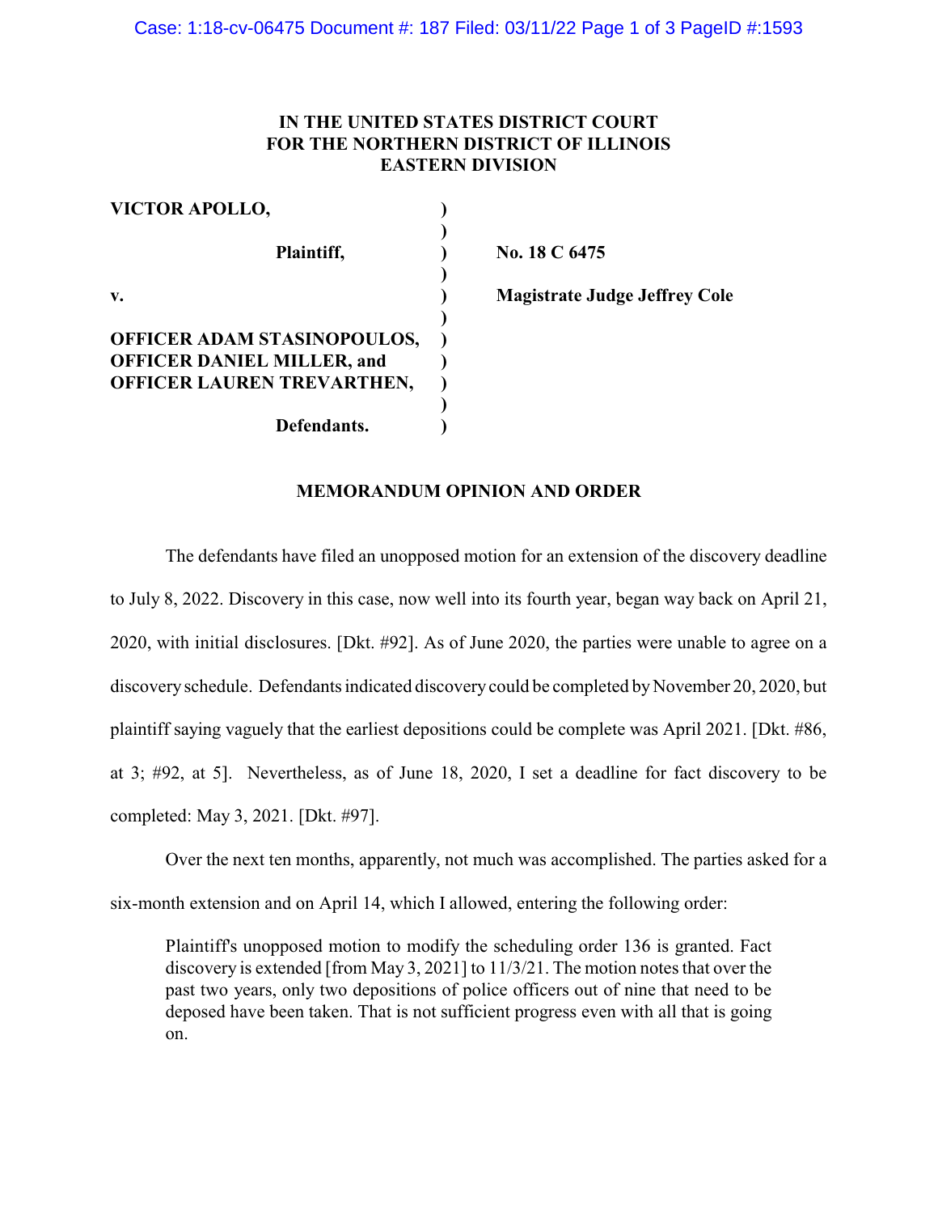**IN THE UNITED STATES DISTRICT COURT**
**FOR THE NORTHERN DISTRICT OF ILLINOIS**
**EASTERN DIVISION**

| | | |
|---|---|---|
| **VICTOR APOLLO,** | ) | |
| | ) | |
| **Plaintiff,** | ) | **No. 18 C 6475** |
| | ) | |
| **v.** | ) | **Magistrate Judge Jeffrey Cole** |
| | ) | |
| **OFFICER ADAM STASINOPOULOS, OFFICER DANIEL MILLER, and OFFICER LAUREN TREVARTHEN,** | ) | |
| | ) | |
| **Defendants.** | ) | |

**MEMORANDUM OPINION AND ORDER**

The defendants have filed an unopposed motion for an extension of the discovery deadline to July 8, 2022. Discovery in this case, now well into its fourth year, began way back on April 21, 2020, with initial disclosures. [Dkt. #92]. As of June 2020, the parties were unable to agree on a discovery schedule. Defendants indicated discovery could be completed by November 20, 2020, but plaintiff saying vaguely that the earliest depositions could be complete was April 2021. [Dkt. #86, at 3; #92, at 5]. Nevertheless, as of June 18, 2020, I set a deadline for fact discovery to be completed: May 3, 2021. [Dkt. #97].

Over the next ten months, apparently, not much was accomplished. The parties asked for a six-month extension and on April 14, which I allowed, entering the following order:

> Plaintiff's unopposed motion to modify the scheduling order 136 is granted. Fact discovery is extended [from May 3, 2021] to 11/3/21. The motion notes that over the past two years, only two depositions of police officers out of nine that need to be deposed have been taken. That is not sufficient progress even with all that is going on.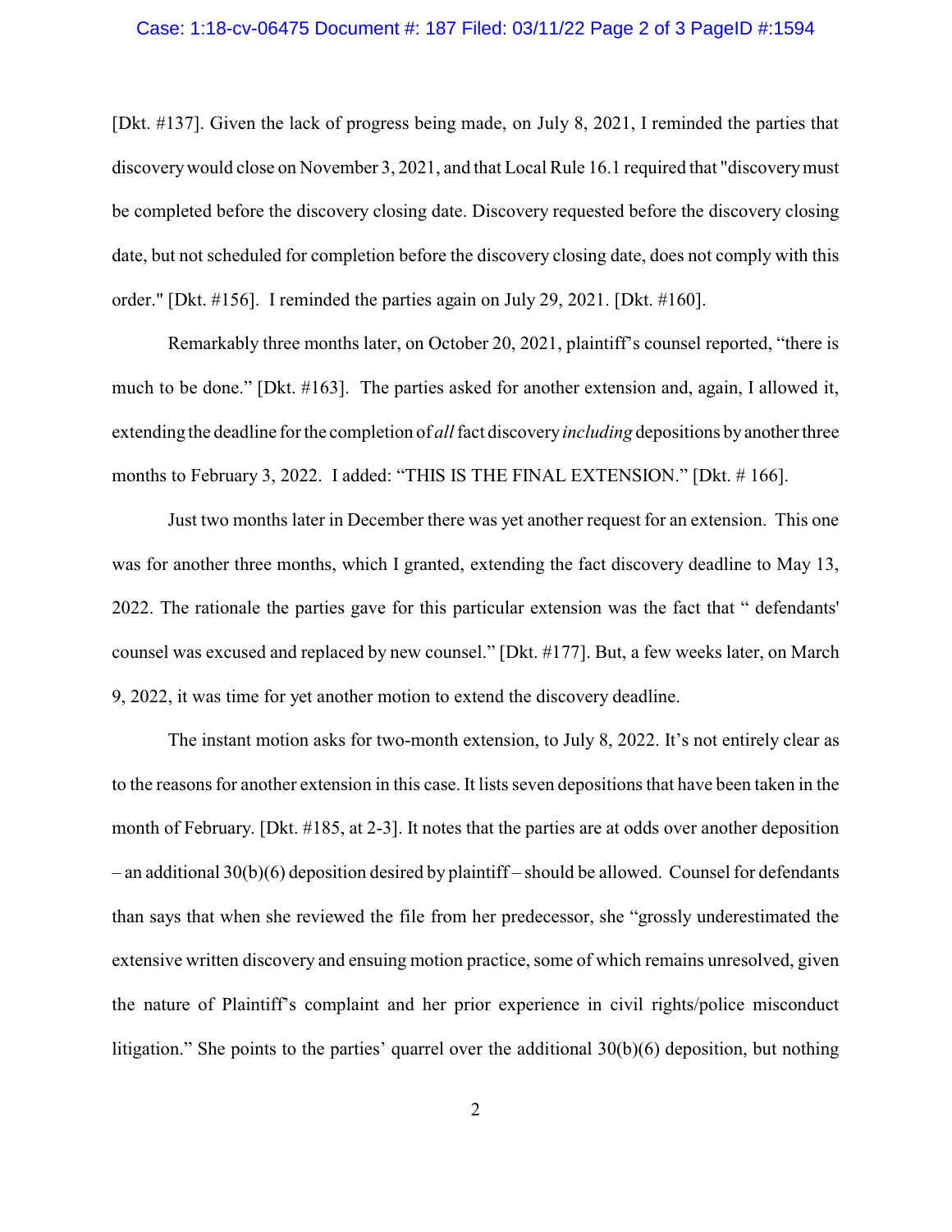[Dkt. #137]. Given the lack of progress being made, on July 8, 2021, I reminded the parties that discovery would close on November 3, 2021, and that Local Rule 16.1 required that "discovery must be completed before the discovery closing date. Discovery requested before the discovery closing date, but not scheduled for completion before the discovery closing date, does not comply with this order." [Dkt. #156]. I reminded the parties again on July 29, 2021. [Dkt. #160].

Remarkably three months later, on October 20, 2021, plaintiff's counsel reported, "there is much to be done." [Dkt. #163]. The parties asked for another extension and, again, I allowed it, extending the deadline for the completion of *all* fact discovery *including* depositions by another three months to February 3, 2022. I added: "THIS IS THE FINAL EXTENSION." [Dkt. # 166].

Just two months later in December there was yet another request for an extension. This one was for another three months, which I granted, extending the fact discovery deadline to May 13, 2022. The rationale the parties gave for this particular extension was the fact that " defendants' counsel was excused and replaced by new counsel." [Dkt. #177]. But, a few weeks later, on March 9, 2022, it was time for yet another motion to extend the discovery deadline.

The instant motion asks for two-month extension, to July 8, 2022. It's not entirely clear as to the reasons for another extension in this case. It lists seven depositions that have been taken in the month of February. [Dkt. #185, at 2-3]. It notes that the parties are at odds over another deposition – an additional 30(b)(6) deposition desired by plaintiff – should be allowed. Counsel for defendants than says that when she reviewed the file from her predecessor, she "grossly underestimated the extensive written discovery and ensuing motion practice, some of which remains unresolved, given the nature of Plaintiff's complaint and her prior experience in civil rights/police misconduct litigation." She points to the parties' quarrel over the additional 30(b)(6) deposition, but nothing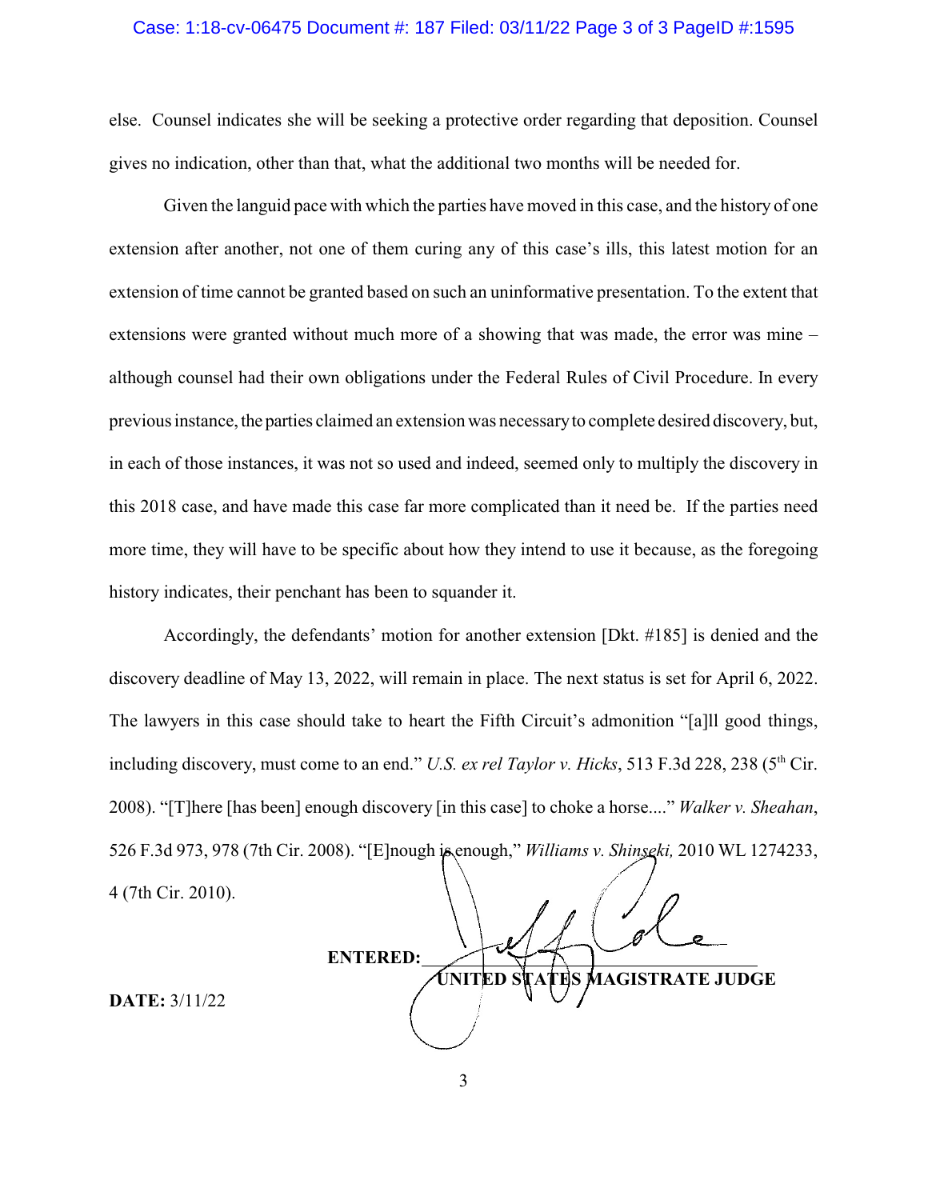else. Counsel indicates she will be seeking a protective order regarding that deposition. Counsel gives no indication, other than that, what the additional two months will be needed for.

Given the languid pace with which the parties have moved in this case, and the history of one extension after another, not one of them curing any of this case's ills, this latest motion for an extension of time cannot be granted based on such an uninformative presentation. To the extent that extensions were granted without much more of a showing that was made, the error was mine – although counsel had their own obligations under the Federal Rules of Civil Procedure. In every previous instance, the parties claimed an extension was necessary to complete desired discovery, but, in each of those instances, it was not so used and indeed, seemed only to multiply the discovery in this 2018 case, and have made this case far more complicated than it need be. If the parties need more time, they will have to be specific about how they intend to use it because, as the foregoing history indicates, their penchant has been to squander it.

Accordingly, the defendants' motion for another extension [Dkt. #185] is denied and the discovery deadline of May 13, 2022, will remain in place. The next status is set for April 6, 2022. The lawyers in this case should take to heart the Fifth Circuit's admonition "[a]ll good things, including discovery, must come to an end." *U.S. ex rel Taylor v. Hicks*, 513 F.3d 228, 238 (5th Cir. 2008). "[T]here [has been] enough discovery [in this case] to choke a horse...." *Walker v. Sheahan*, 526 F.3d 973, 978 (7th Cir. 2008). "[E]nough is enough," *Williams v. Shinseki,* 2010 WL 1274233, 4 (7th Cir. 2010).

**ENTERED:** ______________________________
**UNITED STATES MAGISTRATE JUDGE**

**DATE:** 3/11/22